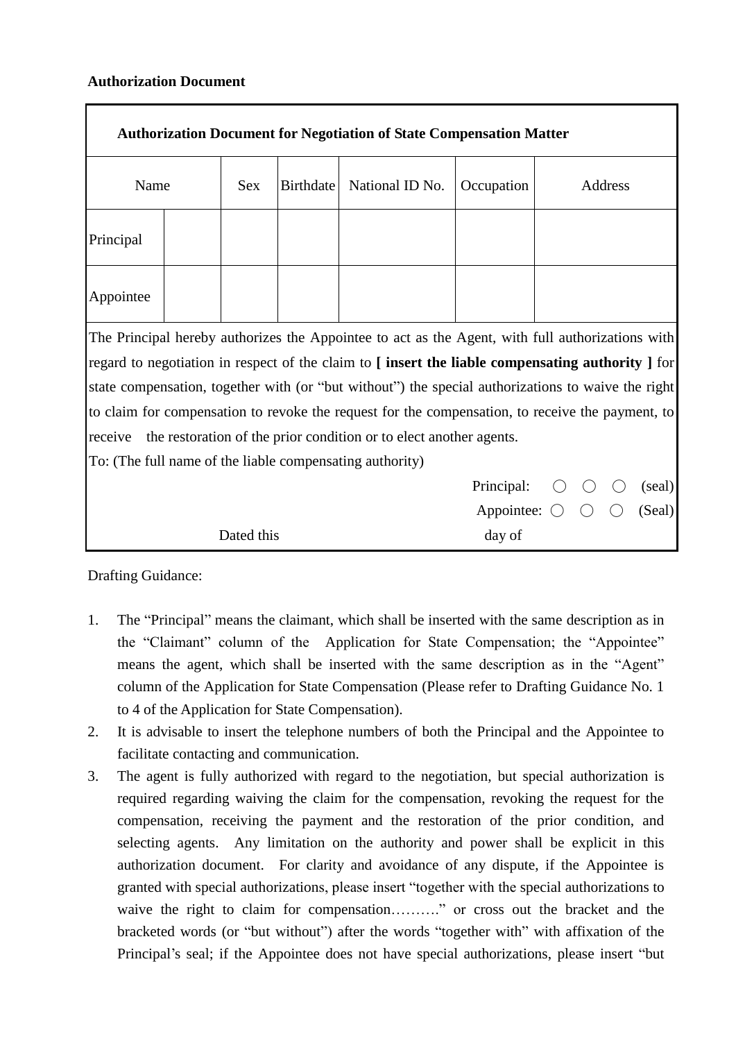**Authorization Document**

| Authorization Document for Negotiation of State Compensation Matter | | | | | | |
|---|---|---|---|---|---|---|
| Name | | Sex | Birthdate | National ID No. | Occupation | Address |
| Principal | | | | | | |
| Appointee | | | | | | |

The Principal hereby authorizes the Appointee to act as the Agent, with full authorizations with regard to negotiation in respect of the claim to **[ insert the liable compensating authority ]** for state compensation, together with (or "but without") the special authorizations to waive the right to claim for compensation to revoke the request for the compensation, to receive the payment, to receive the restoration of the prior condition or to elect another agents.

To: (The full name of the liable compensating authority)

Principal: ○ ○ ○ (seal)

Appointee: ○ ○ ○ (Seal)

Dated this day of

Drafting Guidance:

1. The "Principal" means the claimant, which shall be inserted with the same description as in the "Claimant" column of the Application for State Compensation; the "Appointee" means the agent, which shall be inserted with the same description as in the "Agent" column of the Application for State Compensation (Please refer to Drafting Guidance No. 1 to 4 of the Application for State Compensation).
2. It is advisable to insert the telephone numbers of both the Principal and the Appointee to facilitate contacting and communication.
3. The agent is fully authorized with regard to the negotiation, but special authorization is required regarding waiving the claim for the compensation, revoking the request for the compensation, receiving the payment and the restoration of the prior condition, and selecting agents. Any limitation on the authority and power shall be explicit in this authorization document. For clarity and avoidance of any dispute, if the Appointee is granted with special authorizations, please insert "together with the special authorizations to waive the right to claim for compensation………." or cross out the bracket and the bracketed words (or "but without") after the words "together with" with affixation of the Principal's seal; if the Appointee does not have special authorizations, please insert "but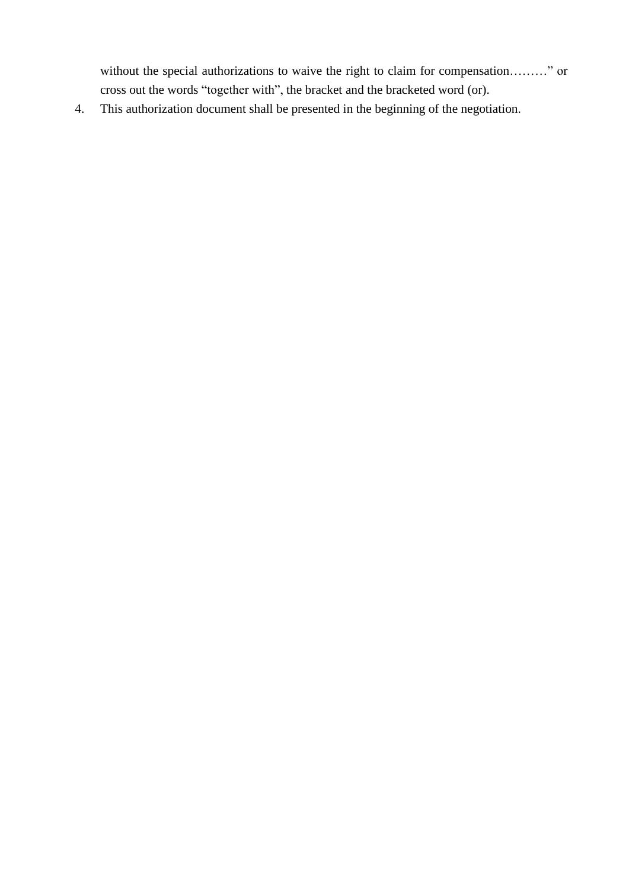without the special authorizations to waive the right to claim for compensation………" or cross out the words "together with", the bracket and the bracketed word (or).

4. This authorization document shall be presented in the beginning of the negotiation.